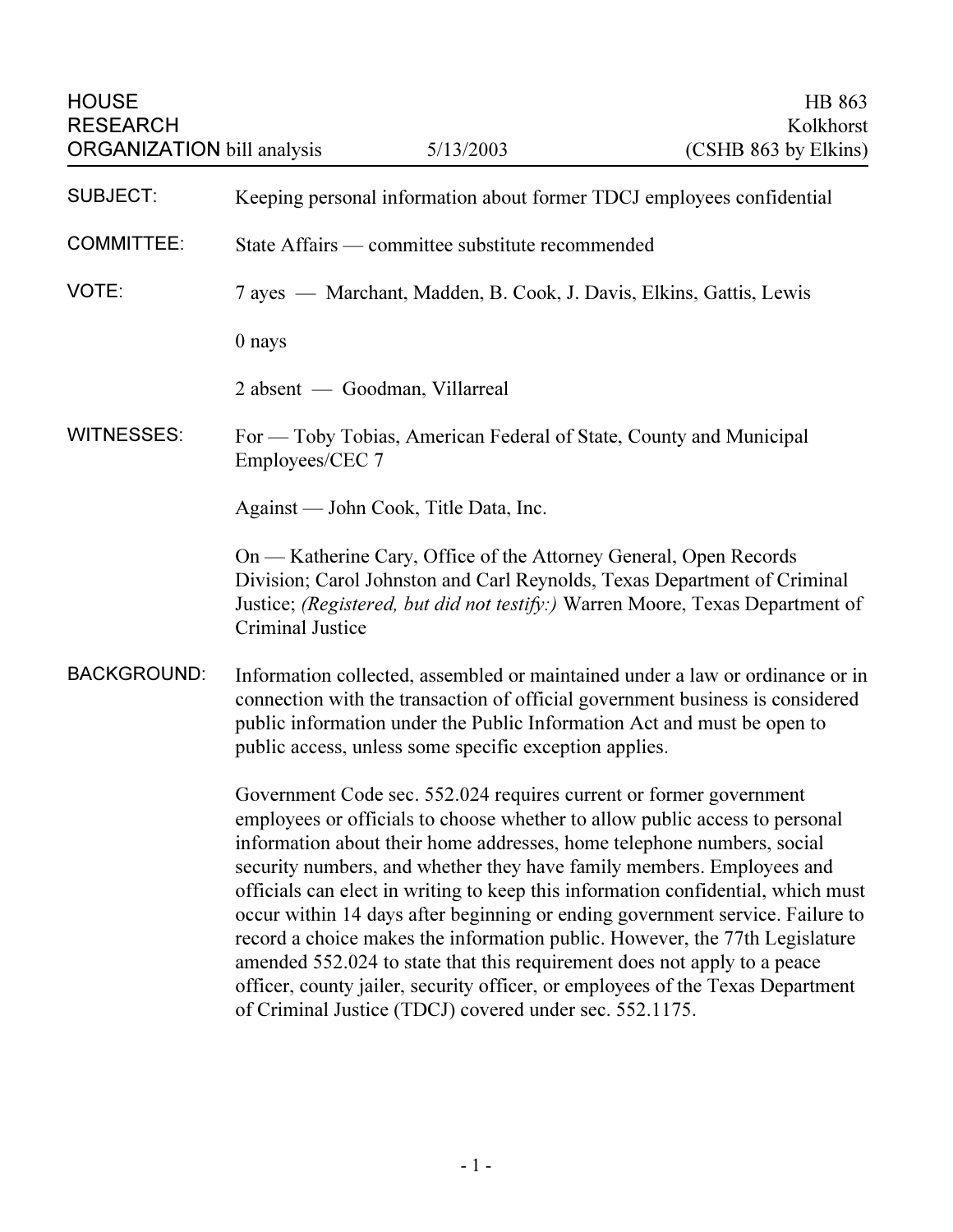HOUSE RESEARCH ORGANIZATION bill analysis | 5/13/2003 | HB 863 Kolkhorst (CSHB 863 by Elkins)

**SUBJECT:** Keeping personal information about former TDCJ employees confidential

**COMMITTEE:** State Affairs — committee substitute recommended

**VOTE:** 7 ayes — Marchant, Madden, B. Cook, J. Davis, Elkins, Gattis, Lewis

0 nays

2 absent — Goodman, Villarreal

**WITNESSES:** For — Toby Tobias, American Federal of State, County and Municipal Employees/CEC 7

Against — John Cook, Title Data, Inc.

On — Katherine Cary, Office of the Attorney General, Open Records Division; Carol Johnston and Carl Reynolds, Texas Department of Criminal Justice; *(Registered, but did not testify:)* Warren Moore, Texas Department of Criminal Justice

**BACKGROUND:** Information collected, assembled or maintained under a law or ordinance or in connection with the transaction of official government business is considered public information under the Public Information Act and must be open to public access, unless some specific exception applies.

Government Code sec. 552.024 requires current or former government employees or officials to choose whether to allow public access to personal information about their home addresses, home telephone numbers, social security numbers, and whether they have family members. Employees and officials can elect in writing to keep this information confidential, which must occur within 14 days after beginning or ending government service. Failure to record a choice makes the information public. However, the 77th Legislature amended 552.024 to state that this requirement does not apply to a peace officer, county jailer, security officer, or employees of the Texas Department of Criminal Justice (TDCJ) covered under sec. 552.1175.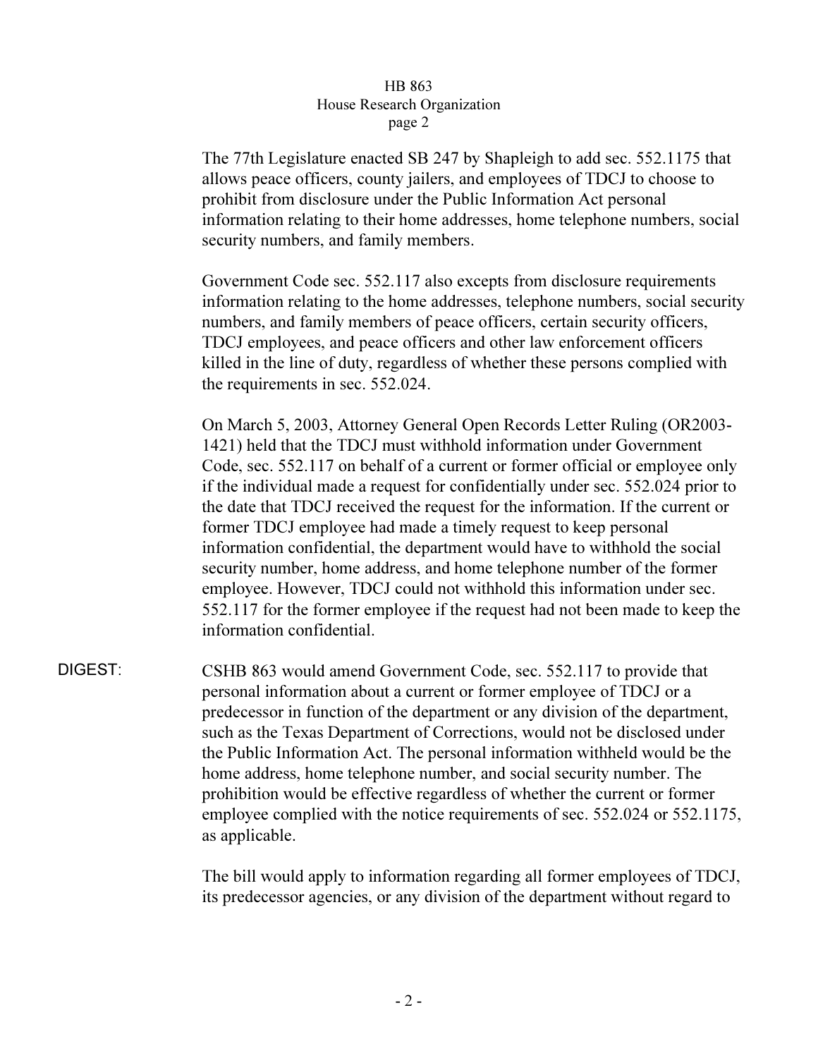The 77th Legislature enacted SB 247 by Shapleigh to add sec. 552.1175 that allows peace officers, county jailers, and employees of TDCJ to choose to prohibit from disclosure under the Public Information Act personal information relating to their home addresses, home telephone numbers, social security numbers, and family members.

Government Code sec. 552.117 also excepts from disclosure requirements information relating to the home addresses, telephone numbers, social security numbers, and family members of peace officers, certain security officers, TDCJ employees, and peace officers and other law enforcement officers killed in the line of duty, regardless of whether these persons complied with the requirements in sec. 552.024.

On March 5, 2003, Attorney General Open Records Letter Ruling (OR2003-1421) held that the TDCJ must withhold information under Government Code, sec. 552.117 on behalf of a current or former official or employee only if the individual made a request for confidentially under sec. 552.024 prior to the date that TDCJ received the request for the information. If the current or former TDCJ employee had made a timely request to keep personal information confidential, the department would have to withhold the social security number, home address, and home telephone number of the former employee. However, TDCJ could not withhold this information under sec. 552.117 for the former employee if the request had not been made to keep the information confidential.

DIGEST: CSHB 863 would amend Government Code, sec. 552.117 to provide that personal information about a current or former employee of TDCJ or a predecessor in function of the department or any division of the department, such as the Texas Department of Corrections, would not be disclosed under the Public Information Act. The personal information withheld would be the home address, home telephone number, and social security number. The prohibition would be effective regardless of whether the current or former employee complied with the notice requirements of sec. 552.024 or 552.1175, as applicable.

The bill would apply to information regarding all former employees of TDCJ, its predecessor agencies, or any division of the department without regard to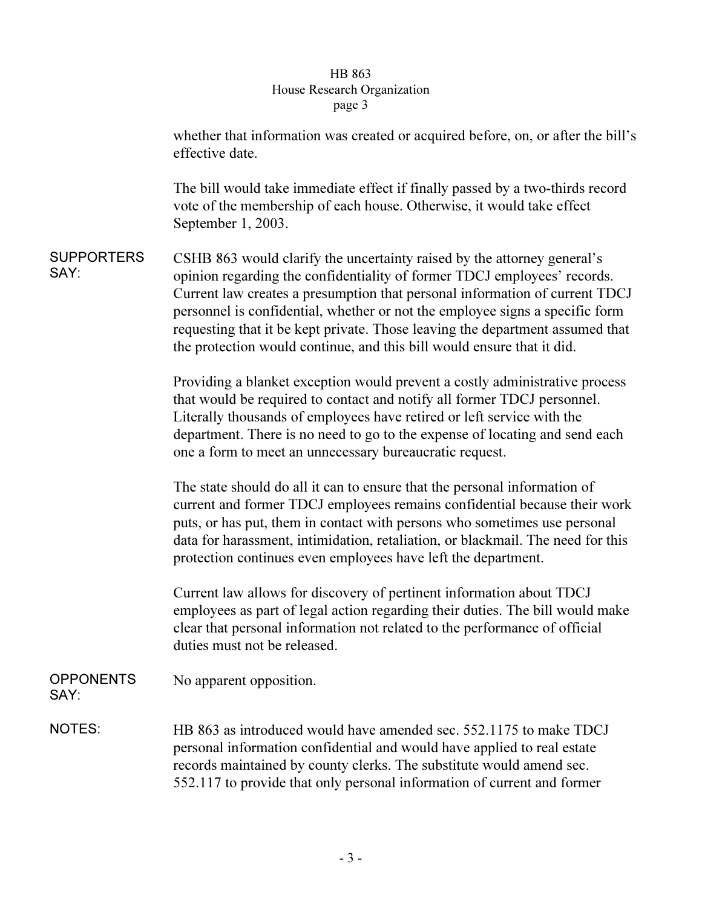whether that information was created or acquired before, on, or after the bill's effective date.

The bill would take immediate effect if finally passed by a two-thirds record vote of the membership of each house. Otherwise, it would take effect September 1, 2003.

**SUPPORTERS SAY:**

CSHB 863 would clarify the uncertainty raised by the attorney general's opinion regarding the confidentiality of former TDCJ employees' records. Current law creates a presumption that personal information of current TDCJ personnel is confidential, whether or not the employee signs a specific form requesting that it be kept private. Those leaving the department assumed that the protection would continue, and this bill would ensure that it did.

Providing a blanket exception would prevent a costly administrative process that would be required to contact and notify all former TDCJ personnel. Literally thousands of employees have retired or left service with the department. There is no need to go to the expense of locating and send each one a form to meet an unnecessary bureaucratic request.

The state should do all it can to ensure that the personal information of current and former TDCJ employees remains confidential because their work puts, or has put, them in contact with persons who sometimes use personal data for harassment, intimidation, retaliation, or blackmail. The need for this protection continues even employees have left the department.

Current law allows for discovery of pertinent information about TDCJ employees as part of legal action regarding their duties. The bill would make clear that personal information not related to the performance of official duties must not be released.

**OPPONENTS SAY:**

No apparent opposition.

**NOTES:**

HB 863 as introduced would have amended sec. 552.1175 to make TDCJ personal information confidential and would have applied to real estate records maintained by county clerks. The substitute would amend sec. 552.117 to provide that only personal information of current and former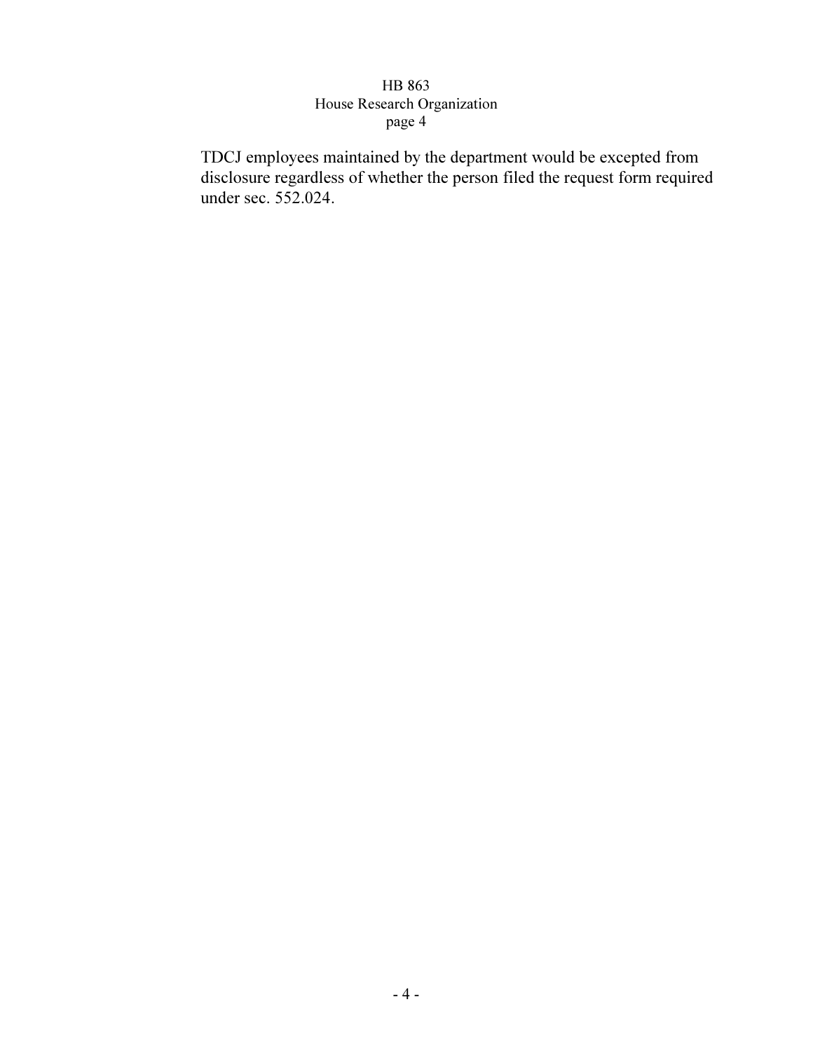TDCJ employees maintained by the department would be excepted from disclosure regardless of whether the person filed the request form required under sec. 552.024.